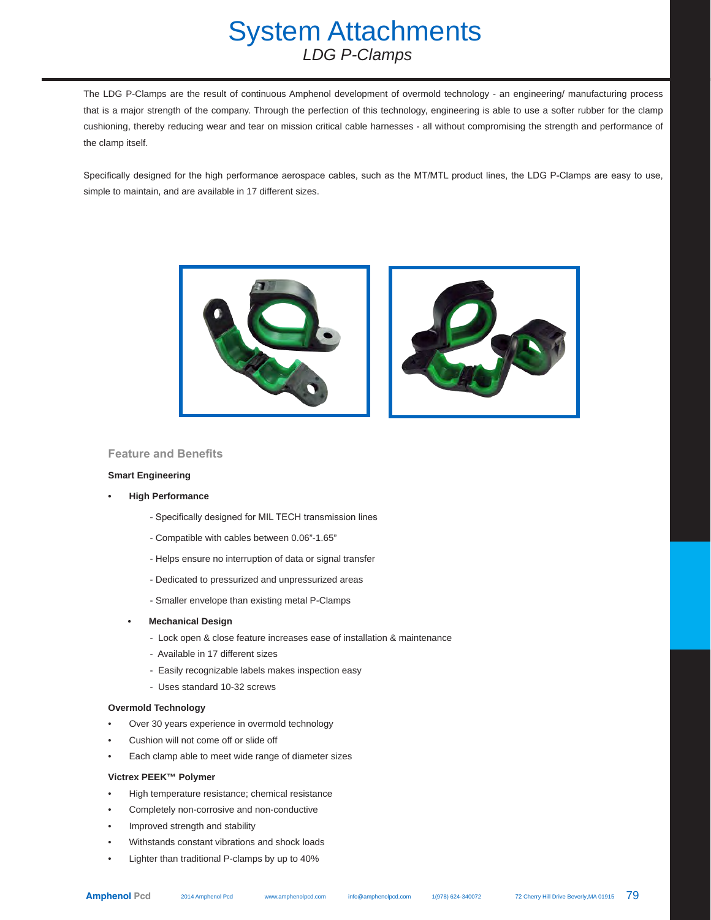# System Attachments

## *LDG P-Clamps*

The LDG P-Clamps are the result of continuous Amphenol development of overmold technology - an engineering/ manufacturing process that is a major strength of the company. Through the perfection of this technology, engineering is able to use a softer rubber for the clamp cushioning, thereby reducing wear and tear on mission critical cable harnesses - all without compromising the strength and performance of the clamp itself.

Specifically designed for the high performance aerospace cables, such as the MT/MTL product lines, the LDG P-Clamps are easy to use, simple to maintain, and are available in 17 different sizes.

### Feature and Benefits

**Smart Engineering**

- **High Performance**
  - Specifically designed for MIL TECH transmission lines
  - Compatible with cables between 0.06”-1.65”
  - Helps ensure no interruption of data or signal transfer
  - Dedicated to pressurized and unpressurized areas
  - Smaller envelope than existing metal P-Clamps
- **Mechanical Design**
  - Lock open & close feature increases ease of installation & maintenance
  - Available in 17 different sizes
  - Easily recognizable labels makes inspection easy
  - Uses standard 10-32 screws

**Overmold Technology**

- Over 30 years experience in overmold technology
- Cushion will not come off or slide off
- Each clamp able to meet wide range of diameter sizes

**Victrex PEEK™ Polymer**

- High temperature resistance; chemical resistance
- Completely non-corrosive and non-conductive
- Improved strength and stability
- Withstands constant vibrations and shock loads
- Lighter than traditional P-clamps by up to 40%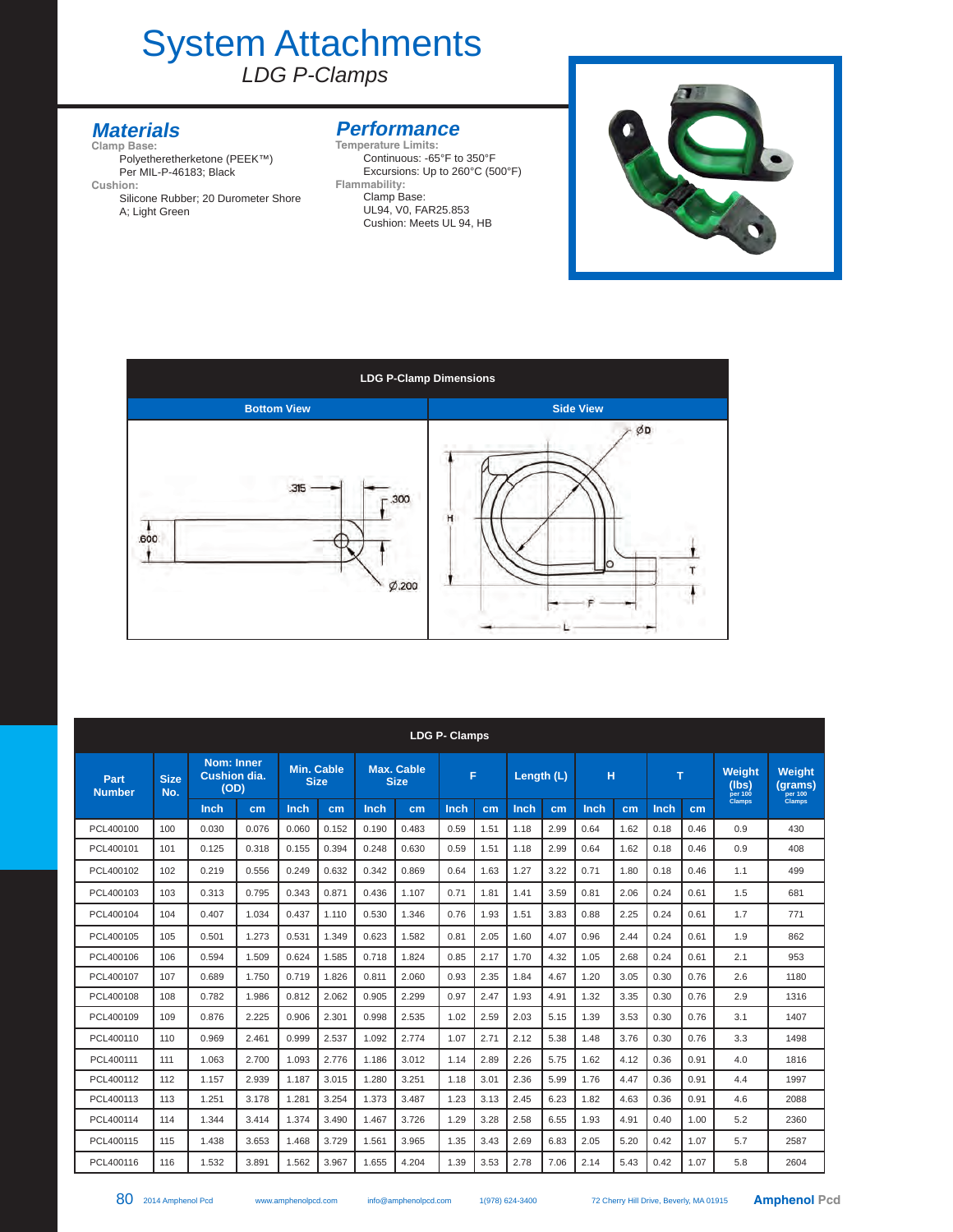# System Attachments

*LDG P-Clamps*

## *Materials*

**Clamp Base:**

Polyetheretherketone (PEEK™)
Per MIL-P-46183; Black

**Cushion:**

Silicone Rubber; 20 Durometer Shore A; Light Green

## *Performance*

**Temperature Limits:**

Continuous: -65°F to 350°F
Excursions: Up to 260°C (500°F)

**Flammability:**

Clamp Base:
UL94, V0, FAR25.853
Cushion: Meets UL 94, HB

**LDG P-Clamp Dimensions**

Bottom View

.315
.300
.600
Ø.200

Side View

ØD
H
T
F
L

**LDG P- Clamps**

| Part Number | Size No. | Nom: Inner Cushion dia. (OD) | | Min. Cable Size | | Max. Cable Size | | F | | Length (L) | | H | | T | | Weight (lbs) per 100 Clamps | Weight (grams) per 100 Clamps |
|---|---|---|---|---|---|---|---|---|---|---|---|---|---|---|---|---|---|
| | | Inch | cm | Inch | cm | Inch | cm | Inch | cm | Inch | cm | Inch | cm | Inch | cm | | |
| PCL400100 | 100 | 0.030 | 0.076 | 0.060 | 0.152 | 0.190 | 0.483 | 0.59 | 1.51 | 1.18 | 2.99 | 0.64 | 1.62 | 0.18 | 0.46 | 0.9 | 430 |
| PCL400101 | 101 | 0.125 | 0.318 | 0.155 | 0.394 | 0.248 | 0.630 | 0.59 | 1.51 | 1.18 | 2.99 | 0.64 | 1.62 | 0.18 | 0.46 | 0.9 | 408 |
| PCL400102 | 102 | 0.219 | 0.556 | 0.249 | 0.632 | 0.342 | 0.869 | 0.64 | 1.63 | 1.27 | 3.22 | 0.71 | 1.80 | 0.18 | 0.46 | 1.1 | 499 |
| PCL400103 | 103 | 0.313 | 0.795 | 0.343 | 0.871 | 0.436 | 1.107 | 0.71 | 1.81 | 1.41 | 3.59 | 0.81 | 2.06 | 0.24 | 0.61 | 1.5 | 681 |
| PCL400104 | 104 | 0.407 | 1.034 | 0.437 | 1.110 | 0.530 | 1.346 | 0.76 | 1.93 | 1.51 | 3.83 | 0.88 | 2.25 | 0.24 | 0.61 | 1.7 | 771 |
| PCL400105 | 105 | 0.501 | 1.273 | 0.531 | 1.349 | 0.623 | 1.582 | 0.81 | 2.05 | 1.60 | 4.07 | 0.96 | 2.44 | 0.24 | 0.61 | 1.9 | 862 |
| PCL400106 | 106 | 0.594 | 1.509 | 0.624 | 1.585 | 0.718 | 1.824 | 0.85 | 2.17 | 1.70 | 4.32 | 1.05 | 2.68 | 0.24 | 0.61 | 2.1 | 953 |
| PCL400107 | 107 | 0.689 | 1.750 | 0.719 | 1.826 | 0.811 | 2.060 | 0.93 | 2.35 | 1.84 | 4.67 | 1.20 | 3.05 | 0.30 | 0.76 | 2.6 | 1180 |
| PCL400108 | 108 | 0.782 | 1.986 | 0.812 | 2.062 | 0.905 | 2.299 | 0.97 | 2.47 | 1.93 | 4.91 | 1.32 | 3.35 | 0.30 | 0.76 | 2.9 | 1316 |
| PCL400109 | 109 | 0.876 | 2.225 | 0.906 | 2.301 | 0.998 | 2.535 | 1.02 | 2.59 | 2.03 | 5.15 | 1.39 | 3.53 | 0.30 | 0.76 | 3.1 | 1407 |
| PCL400110 | 110 | 0.969 | 2.461 | 0.999 | 2.537 | 1.092 | 2.774 | 1.07 | 2.71 | 2.12 | 5.38 | 1.48 | 3.76 | 0.30 | 0.76 | 3.3 | 1498 |
| PCL400111 | 111 | 1.063 | 2.700 | 1.093 | 2.776 | 1.186 | 3.012 | 1.14 | 2.89 | 2.26 | 5.75 | 1.62 | 4.12 | 0.36 | 0.91 | 4.0 | 1816 |
| PCL400112 | 112 | 1.157 | 2.939 | 1.187 | 3.015 | 1.280 | 3.251 | 1.18 | 3.01 | 2.36 | 5.99 | 1.76 | 4.47 | 0.36 | 0.91 | 4.4 | 1997 |
| PCL400113 | 113 | 1.251 | 3.178 | 1.281 | 3.254 | 1.373 | 3.487 | 1.23 | 3.13 | 2.45 | 6.23 | 1.82 | 4.63 | 0.36 | 0.91 | 4.6 | 2088 |
| PCL400114 | 114 | 1.344 | 3.414 | 1.374 | 3.490 | 1.467 | 3.726 | 1.29 | 3.28 | 2.58 | 6.55 | 1.93 | 4.91 | 0.40 | 1.00 | 5.2 | 2360 |
| PCL400115 | 115 | 1.438 | 3.653 | 1.468 | 3.729 | 1.561 | 3.965 | 1.35 | 3.43 | 2.69 | 6.83 | 2.05 | 5.20 | 0.42 | 1.07 | 5.7 | 2587 |
| PCL400116 | 116 | 1.532 | 3.891 | 1.562 | 3.967 | 1.655 | 4.204 | 1.39 | 3.53 | 2.78 | 7.06 | 2.14 | 5.43 | 0.42 | 1.07 | 5.8 | 2604 |